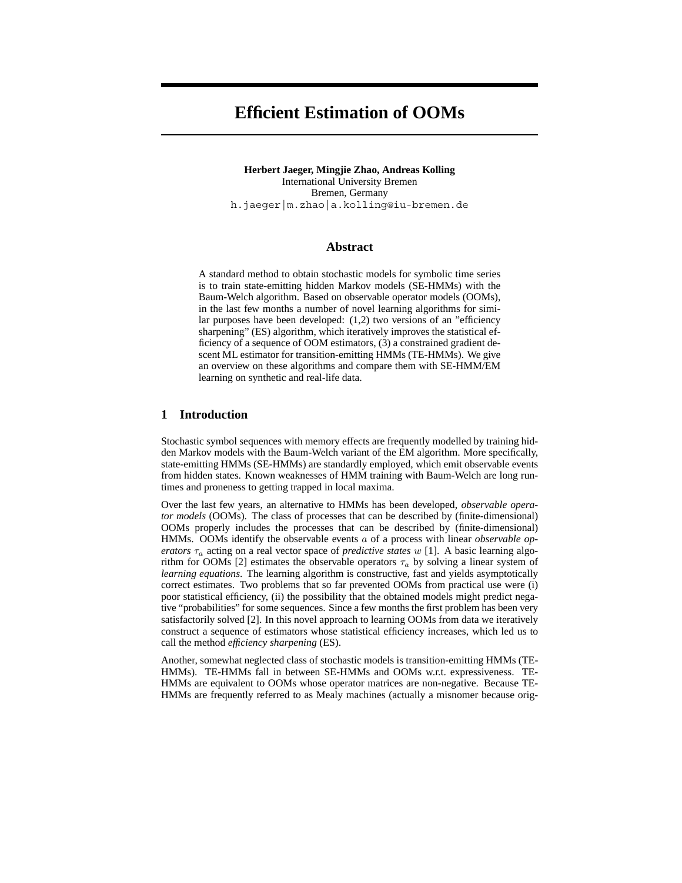# Efficient Estimation of OOMs

**Herbert Jaeger, Mingjie Zhao, Andreas Kolling**
International University Bremen
Bremen, Germany
h.jaeger|m.zhao|a.kolling@iu-bremen.de

## Abstract

A standard method to obtain stochastic models for symbolic time series is to train state-emitting hidden Markov models (SE-HMMs) with the Baum-Welch algorithm. Based on observable operator models (OOMs), in the last few months a number of novel learning algorithms for similar purposes have been developed: (1,2) two versions of an "efficiency sharpening" (ES) algorithm, which iteratively improves the statistical efficiency of a sequence of OOM estimators, (3) a constrained gradient descent ML estimator for transition-emitting HMMs (TE-HMMs). We give an overview on these algorithms and compare them with SE-HMM/EM learning on synthetic and real-life data.

## 1 Introduction

Stochastic symbol sequences with memory effects are frequently modelled by training hidden Markov models with the Baum-Welch variant of the EM algorithm. More specifically, state-emitting HMMs (SE-HMMs) are standardly employed, which emit observable events from hidden states. Known weaknesses of HMM training with Baum-Welch are long runtimes and proneness to getting trapped in local maxima.

Over the last few years, an alternative to HMMs has been developed, *observable operator models* (OOMs). The class of processes that can be described by (finite-dimensional) OOMs properly includes the processes that can be described by (finite-dimensional) HMMs. OOMs identify the observable events $a$ of a process with linear *observable operators* $\tau_a$ acting on a real vector space of *predictive states* $w$ [1]. A basic learning algorithm for OOMs [2] estimates the observable operators $\tau_a$ by solving a linear system of *learning equations*. The learning algorithm is constructive, fast and yields asymptotically correct estimates. Two problems that so far prevented OOMs from practical use were (i) poor statistical efficiency, (ii) the possibility that the obtained models might predict negative "probabilities" for some sequences. Since a few months the first problem has been very satisfactorily solved [2]. In this novel approach to learning OOMs from data we iteratively construct a sequence of estimators whose statistical efficiency increases, which led us to call the method *efficiency sharpening* (ES).

Another, somewhat neglected class of stochastic models is transition-emitting HMMs (TE-HMMs). TE-HMMs fall in between SE-HMMs and OOMs w.r.t. expressiveness. TE-HMMs are equivalent to OOMs whose operator matrices are non-negative. Because TE-HMMs are frequently referred to as Mealy machines (actually a misnomer because orig-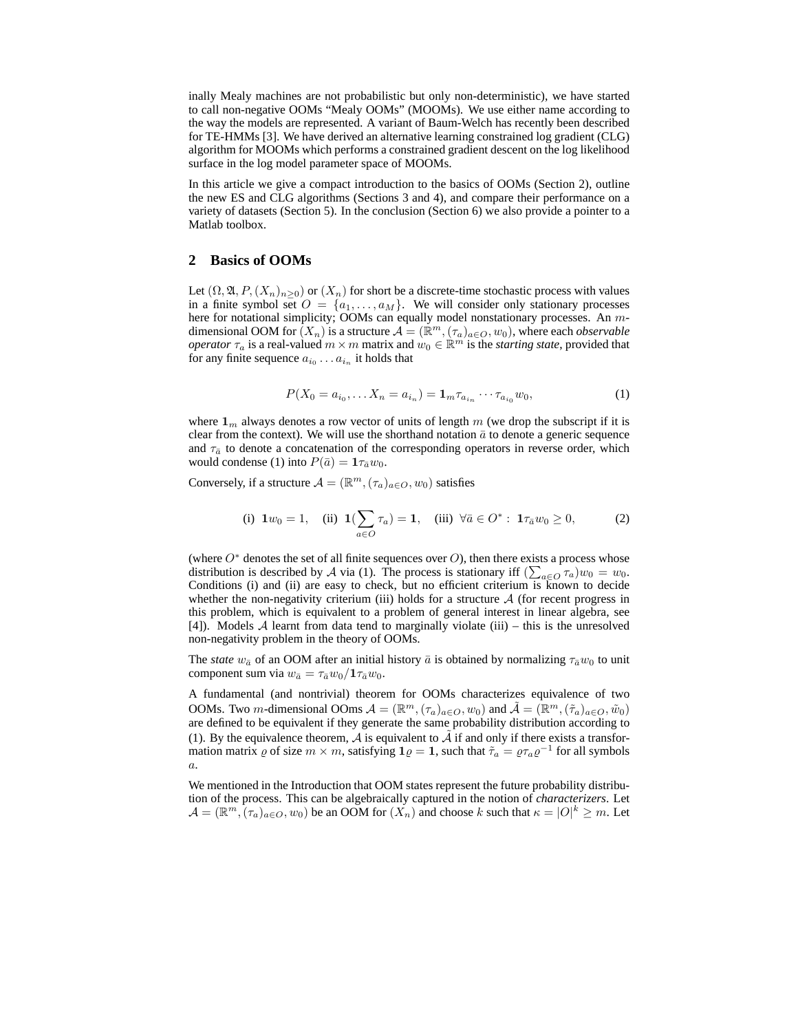inally Mealy machines are not probabilistic but only non-deterministic), we have started to call non-negative OOMs "Mealy OOMs" (MOOMs). We use either name according to the way the models are represented. A variant of Baum-Welch has recently been described for TE-HMMs [3]. We have derived an alternative learning constrained log gradient (CLG) algorithm for MOOMs which performs a constrained gradient descent on the log likelihood surface in the log model parameter space of MOOMs.

In this article we give a compact introduction to the basics of OOMs (Section 2), outline the new ES and CLG algorithms (Sections 3 and 4), and compare their performance on a variety of datasets (Section 5). In the conclusion (Section 6) we also provide a pointer to a Matlab toolbox.

## 2 Basics of OOMs

Let $(\Omega, \mathfrak{A}, P, (X_n)_{n\geq 0})$ or $(X_n)$ for short be a discrete-time stochastic process with values in a finite symbol set $O = \{a_1, \ldots, a_M\}$. We will consider only stationary processes here for notational simplicity; OOMs can equally model nonstationary processes. An $m$-dimensional OOM for $(X_n)$ is a structure $\mathcal{A} = (\mathbb{R}^m, (\tau_a)_{a\in O}, w_0)$, where each *observable operator* $\tau_a$ is a real-valued $m \times m$ matrix and $w_0 \in \mathbb{R}^m$ is the *starting state*, provided that for any finite sequence $a_{i_0} \ldots a_{i_n}$ it holds that

$$P(X_0 = a_{i_0}, \ldots X_n = a_{i_n}) = \mathbf{1}_m \tau_{a_{i_n}} \cdots \tau_{a_{i_0}} w_0, \tag{1}$$

where $\mathbf{1}_m$ always denotes a row vector of units of length $m$ (we drop the subscript if it is clear from the context). We will use the shorthand notation $\bar{a}$ to denote a generic sequence and $\tau_{\bar{a}}$ to denote a concatenation of the corresponding operators in reverse order, which would condense (1) into $P(\bar{a}) = \mathbf{1}\tau_{\bar{a}} w_0$.

Conversely, if a structure $\mathcal{A} = (\mathbb{R}^m, (\tau_a)_{a\in O}, w_0)$ satisfies

$$\text{(i)}\ \ \mathbf{1}w_0 = 1, \quad \text{(ii)}\ \ \mathbf{1}(\sum_{a\in O} \tau_a) = \mathbf{1}, \quad \text{(iii)}\ \ \forall \bar{a} \in O^* : \ \mathbf{1}\tau_{\bar{a}} w_0 \geq 0, \tag{2}$$

(where $O^*$ denotes the set of all finite sequences over $O$), then there exists a process whose distribution is described by $\mathcal{A}$ via (1). The process is stationary iff $(\sum_{a\in O} \tau_a)w_0 = w_0$. Conditions (i) and (ii) are easy to check, but no efficient criterium is known to decide whether the non-negativity criterium (iii) holds for a structure $\mathcal{A}$ (for recent progress in this problem, which is equivalent to a problem of general interest in linear algebra, see [4]). Models $\mathcal{A}$ learnt from data tend to marginally violate (iii) – this is the unresolved non-negativity problem in the theory of OOMs.

The *state* $w_{\bar{a}}$ of an OOM after an initial history $\bar{a}$ is obtained by normalizing $\tau_{\bar{a}} w_0$ to unit component sum via $w_{\bar{a}} = \tau_{\bar{a}} w_0 / \mathbf{1}\tau_{\bar{a}} w_0$.

A fundamental (and nontrivial) theorem for OOMs characterizes equivalence of two OOMs. Two $m$-dimensional OOms $\mathcal{A} = (\mathbb{R}^m, (\tau_a)_{a\in O}, w_0)$ and $\tilde{\mathcal{A}} = (\mathbb{R}^m, (\tilde{\tau}_a)_{a\in O}, \tilde{w}_0)$ are defined to be equivalent if they generate the same probability distribution according to (1). By the equivalence theorem, $\mathcal{A}$ is equivalent to $\tilde{\mathcal{A}}$ if and only if there exists a transformation matrix $\varrho$ of size $m \times m$, satisfying $\mathbf{1}\varrho = \mathbf{1}$, such that $\tilde{\tau}_a = \varrho \tau_a \varrho^{-1}$ for all symbols $a$.

We mentioned in the Introduction that OOM states represent the future probability distribution of the process. This can be algebraically captured in the notion of *characterizers*. Let $\mathcal{A} = (\mathbb{R}^m, (\tau_a)_{a\in O}, w_0)$ be an OOM for $(X_n)$ and choose $k$ such that $\kappa = |O|^k \geq m$. Let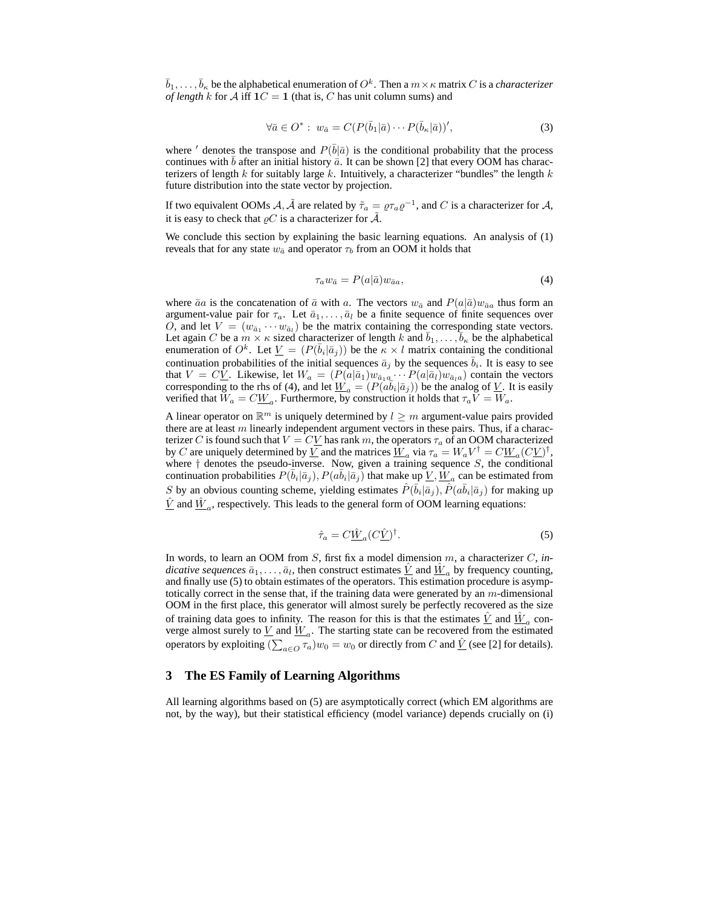$\bar{b}_1, \ldots, \bar{b}_\kappa$ be the alphabetical enumeration of $O^k$. Then a $m \times \kappa$ matrix $C$ is a *characterizer of length* $k$ for $\mathcal{A}$ iff $\mathbf{1}C = \mathbf{1}$ (that is, $C$ has unit column sums) and

$$\forall \bar{a} \in O^* : \; w_{\bar{a}} = C(P(\bar{b}_1|\bar{a}) \cdots P(\bar{b}_\kappa|\bar{a}))', \tag{3}$$

where $'$ denotes the transpose and $P(\bar{b}|\bar{a})$ is the conditional probability that the process continues with $\bar{b}$ after an initial history $\bar{a}$. It can be shown [2] that every OOM has characterizers of length $k$ for suitably large $k$. Intuitively, a characterizer "bundles" the length $k$ future distribution into the state vector by projection.

If two equivalent OOMs $\mathcal{A}, \tilde{\mathcal{A}}$ are related by $\tilde{\tau}_a = \varrho \tau_a \varrho^{-1}$, and $C$ is a characterizer for $\mathcal{A}$, it is easy to check that $\varrho C$ is a characterizer for $\tilde{\mathcal{A}}$.

We conclude this section by explaining the basic learning equations. An analysis of (1) reveals that for any state $w_{\bar{a}}$ and operator $\tau_b$ from an OOM it holds that

$$\tau_a w_{\bar{a}} = P(a|\bar{a}) w_{\bar{a}a}, \tag{4}$$

where $\bar{a}a$ is the concatenation of $\bar{a}$ with $a$. The vectors $w_{\bar{a}}$ and $P(a|\bar{a})w_{\bar{a}a}$ thus form an argument-value pair for $\tau_a$. Let $\bar{a}_1, \ldots, \bar{a}_l$ be a finite sequence of finite sequences over $O$, and let $V = (w_{\bar{a}_1} \cdots w_{\bar{a}_l})$ be the matrix containing the corresponding state vectors. Let again $C$ be a $m \times \kappa$ sized characterizer of length $k$ and $\bar{b}_1, \ldots, \bar{b}_\kappa$ be the alphabetical enumeration of $O^k$. Let $\underline{V} = (P(\bar{b}_i|\bar{a}_j))$ be the $\kappa \times l$ matrix containing the conditional continuation probabilities of the initial sequences $\bar{a}_j$ by the sequences $\bar{b}_i$. It is easy to see that $V = C\underline{V}$. Likewise, let $W_a = (P(a|\bar{a}_1)w_{\bar{a}_1 a} \cdots P(a|\bar{a}_l)w_{\bar{a}_l a})$ contain the vectors corresponding to the rhs of (4), and let $\underline{W}_a = (P(a\bar{b}_i|\bar{a}_j))$ be the analog of $\underline{V}$. It is easily verified that $W_a = C\underline{W}_a$. Furthermore, by construction it holds that $\tau_a V = W_a$.

A linear operator on $\mathbb{R}^m$ is uniquely determined by $l \geq m$ argument-value pairs provided there are at least $m$ linearly independent argument vectors in these pairs. Thus, if a characterizer $C$ is found such that $V = C\underline{V}$ has rank $m$, the operators $\tau_a$ of an OOM characterized by $C$ are uniquely determined by $\underline{V}$ and the matrices $\underline{W}_a$ via $\tau_a = W_a V^\dagger = C\underline{W}_a(C\underline{V})^\dagger$, where $\dagger$ denotes the pseudo-inverse. Now, given a training sequence $S$, the conditional continuation probabilities $P(\bar{b}_i|\bar{a}_j), P(a\bar{b}_i|\bar{a}_j)$ that make up $\underline{V}, \underline{W}_a$ can be estimated from $S$ by an obvious counting scheme, yielding estimates $\hat{P}(\bar{b}_i|\bar{a}_j), \hat{P}(a\bar{b}_i|\bar{a}_j)$ for making up $\hat{\underline{V}}$ and $\hat{\underline{W}}_a$, respectively. This leads to the general form of OOM learning equations:

$$\hat{\tau}_a = C\hat{\underline{W}}_a(C\hat{\underline{V}})^\dagger. \tag{5}$$

In words, to learn an OOM from $S$, first fix a model dimension $m$, a characterizer $C$, *indicative sequences* $\bar{a}_1, \ldots, \bar{a}_l$, then construct estimates $\hat{\underline{V}}$ and $\hat{\underline{W}}_a$ by frequency counting, and finally use (5) to obtain estimates of the operators. This estimation procedure is asymptotically correct in the sense that, if the training data were generated by an $m$-dimensional OOM in the first place, this generator will almost surely be perfectly recovered as the size of training data goes to infinity. The reason for this is that the estimates $\hat{\underline{V}}$ and $\hat{\underline{W}}_a$ converge almost surely to $\underline{V}$ and $\underline{W}_a$. The starting state can be recovered from the estimated operators by exploiting $(\sum_{a \in O} \tau_a) w_0 = w_0$ or directly from $C$ and $\hat{\underline{V}}$ (see [2] for details).

## 3 The ES Family of Learning Algorithms

All learning algorithms based on (5) are asymptotically correct (which EM algorithms are not, by the way), but their statistical efficiency (model variance) depends crucially on (i)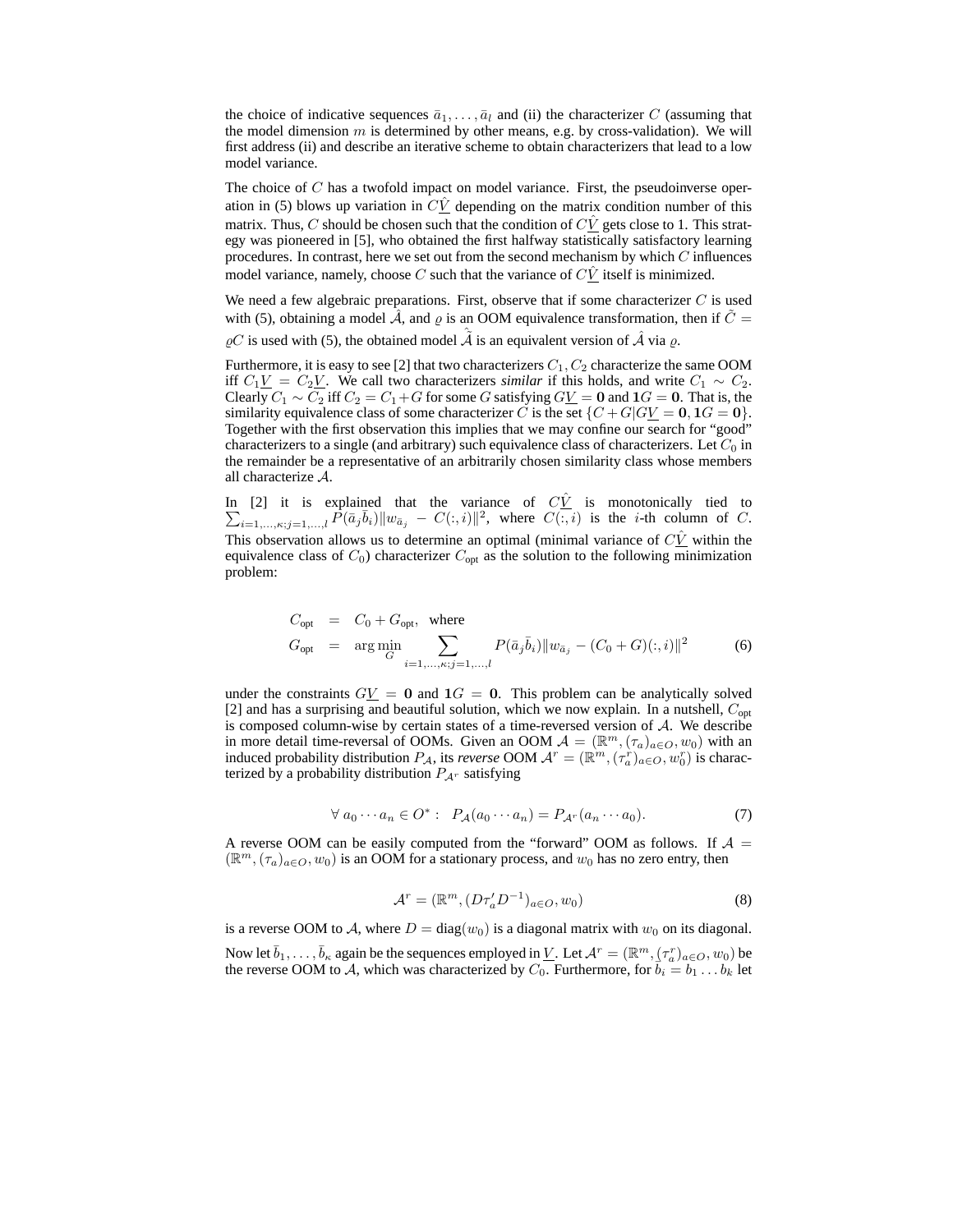the choice of indicative sequences $\bar{a}_1, \ldots, \bar{a}_l$ and (ii) the characterizer $C$ (assuming that the model dimension $m$ is determined by other means, e.g. by cross-validation). We will first address (ii) and describe an iterative scheme to obtain characterizers that lead to a low model variance.

The choice of $C$ has a twofold impact on model variance. First, the pseudoinverse operation in (5) blows up variation in $C\hat{\underline{V}}$ depending on the matrix condition number of this matrix. Thus, $C$ should be chosen such that the condition of $C\hat{\underline{V}}$ gets close to 1. This strategy was pioneered in [5], who obtained the first halfway statistically satisfactory learning procedures. In contrast, here we set out from the second mechanism by which $C$ influences model variance, namely, choose $C$ such that the variance of $C\hat{\underline{V}}$ itself is minimized.

We need a few algebraic preparations. First, observe that if some characterizer $C$ is used with (5), obtaining a model $\hat{\mathcal{A}}$, and $\varrho$ is an OOM equivalence transformation, then if $\tilde{C} = \varrho C$ is used with (5), the obtained model $\hat{\tilde{\mathcal{A}}}$ is an equivalent version of $\hat{\mathcal{A}}$ via $\varrho$.

Furthermore, it is easy to see [2] that two characterizers $C_1, C_2$ characterize the same OOM iff $C_1\underline{V} = C_2\underline{V}$. We call two characterizers *similar* if this holds, and write $C_1 \sim C_2$. Clearly $C_1 \sim C_2$ iff $C_2 = C_1 + G$ for some $G$ satisfying $G\underline{V} = \mathbf{0}$ and $\mathbf{1}G = \mathbf{0}$. That is, the similarity equivalence class of some characterizer $C$ is the set $\{C + G | G\underline{V} = \mathbf{0}, \mathbf{1}G = \mathbf{0}\}$. Together with the first observation this implies that we may confine our search for "good" characterizers to a single (and arbitrary) such equivalence class of characterizers. Let $C_0$ in the remainder be a representative of an arbitrarily chosen similarity class whose members all characterize $\mathcal{A}$.

In [2] it is explained that the variance of $C\hat{\underline{V}}$ is monotonically tied to $\sum_{i=1,\ldots,\kappa;j=1,\ldots,l} P(\bar{a}_j\bar{b}_i)\|w_{\bar{a}_j} - C(:,i)\|^2$, where $C(:,i)$ is the $i$-th column of $C$. This observation allows us to determine an optimal (minimal variance of $C\hat{\underline{V}}$ within the equivalence class of $C_0$) characterizer $C_{\text{opt}}$ as the solution to the following minimization problem:

$$
\begin{aligned}
C_{\text{opt}} &= C_0 + G_{\text{opt}}, \text{ where} \\
G_{\text{opt}} &= \arg\min_G \sum_{i=1,\ldots,\kappa;j=1,\ldots,l} P(\bar{a}_j\bar{b}_i)\|w_{\bar{a}_j} - (C_0 + G)(:,i)\|^2
\end{aligned} \tag{6}
$$

under the constraints $G\underline{V} = \mathbf{0}$ and $\mathbf{1}G = \mathbf{0}$. This problem can be analytically solved [2] and has a surprising and beautiful solution, which we now explain. In a nutshell, $C_{\text{opt}}$ is composed column-wise by certain states of a time-reversed version of $\mathcal{A}$. We describe in more detail time-reversal of OOMs. Given an OOM $\mathcal{A} = (\mathbb{R}^m, (\tau_a)_{a\in O}, w_0)$ with an induced probability distribution $P_{\mathcal{A}}$, its *reverse* OOM $\mathcal{A}^r = (\mathbb{R}^m, (\tau_a^r)_{a\in O}, w_0^r)$ is characterized by a probability distribution $P_{\mathcal{A}^r}$ satisfying

$$
\forall\, a_0 \cdots a_n \in O^* : \;\; P_{\mathcal{A}}(a_0 \cdots a_n) = P_{\mathcal{A}^r}(a_n \cdots a_0). \tag{7}
$$

A reverse OOM can be easily computed from the "forward" OOM as follows. If $\mathcal{A} = (\mathbb{R}^m, (\tau_a)_{a\in O}, w_0)$ is an OOM for a stationary process, and $w_0$ has no zero entry, then

$$
\mathcal{A}^r = (\mathbb{R}^m, (D\tau_a' D^{-1})_{a\in O}, w_0) \tag{8}
$$

is a reverse OOM to $\mathcal{A}$, where $D = \text{diag}(w_0)$ is a diagonal matrix with $w_0$ on its diagonal.

Now let $\bar{b}_1, \ldots, \bar{b}_\kappa$ again be the sequences employed in $\underline{V}$. Let $\mathcal{A}^r = (\mathbb{R}^m, (\tau_a^r)_{a\in O}, w_0)$ be the reverse OOM to $\mathcal{A}$, which was characterized by $C_0$. Furthermore, for $\bar{b}_i = b_1 \ldots b_k$ let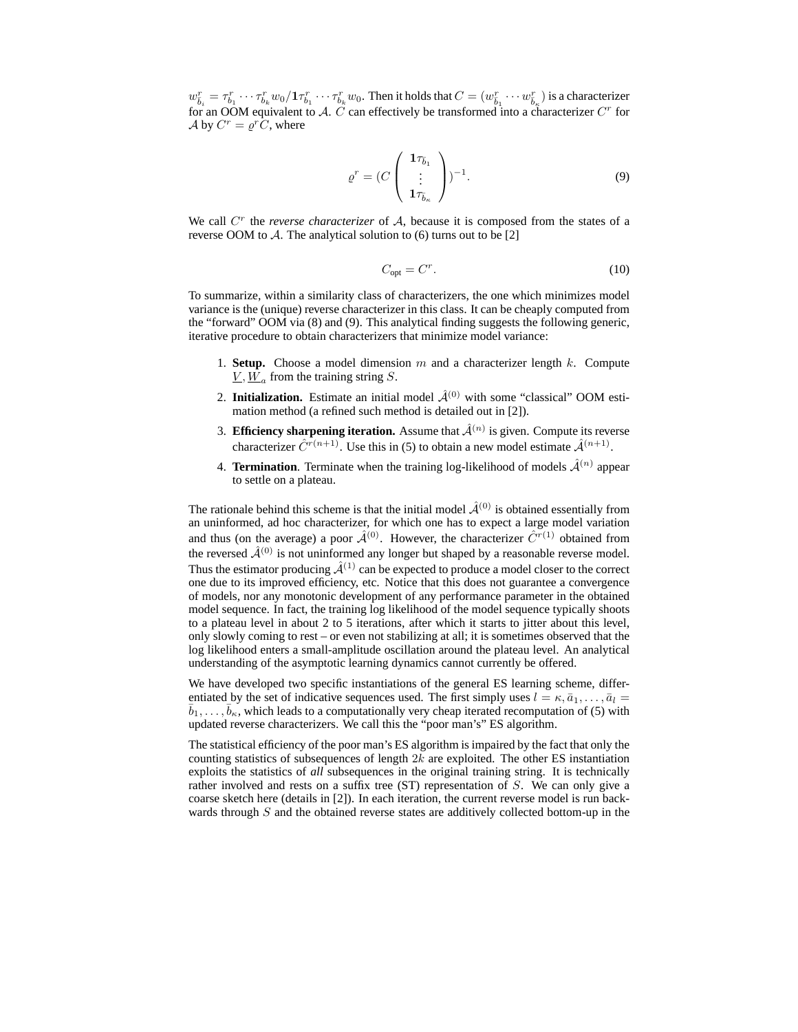$w^r_{\bar{b}_i} = \tau^r_{b_1} \cdots \tau^r_{b_k} w_0 / \mathbf{1}\tau^r_{b_1} \cdots \tau^r_{b_k} w_0$. Then it holds that $C = (w^r_{\bar{b}_1} \cdots w^r_{\bar{b}_\kappa})$ is a characterizer for an OOM equivalent to $\mathcal{A}$. $C$ can effectively be transformed into a characterizer $C^r$ for $\mathcal{A}$ by $C^r = \varrho^r C$, where

$$\varrho^r = (C \begin{pmatrix} \mathbf{1}\tau_{\bar{b}_1} \\ \vdots \\ \mathbf{1}\tau_{\bar{b}_\kappa} \end{pmatrix})^{-1}. \tag{9}$$

We call $C^r$ the *reverse characterizer* of $\mathcal{A}$, because it is composed from the states of a reverse OOM to $\mathcal{A}$. The analytical solution to (6) turns out to be [2]

$$C_{\text{opt}} = C^r. \tag{10}$$

To summarize, within a similarity class of characterizers, the one which minimizes model variance is the (unique) reverse characterizer in this class. It can be cheaply computed from the "forward" OOM via (8) and (9). This analytical finding suggests the following generic, iterative procedure to obtain characterizers that minimize model variance:

1. **Setup.** Choose a model dimension $m$ and a characterizer length $k$. Compute $\underline{V}, \underline{W}_a$ from the training string $S$.
2. **Initialization.** Estimate an initial model $\hat{\mathcal{A}}^{(0)}$ with some "classical" OOM estimation method (a refined such method is detailed out in [2]).
3. **Efficiency sharpening iteration.** Assume that $\hat{\mathcal{A}}^{(n)}$ is given. Compute its reverse characterizer $\hat{C}^{r(n+1)}$. Use this in (5) to obtain a new model estimate $\hat{\mathcal{A}}^{(n+1)}$.
4. **Termination**. Terminate when the training log-likelihood of models $\hat{\mathcal{A}}^{(n)}$ appear to settle on a plateau.

The rationale behind this scheme is that the initial model $\hat{\mathcal{A}}^{(0)}$ is obtained essentially from an uninformed, ad hoc characterizer, for which one has to expect a large model variation and thus (on the average) a poor $\hat{\mathcal{A}}^{(0)}$. However, the characterizer $\hat{C}^{r(1)}$ obtained from the reversed $\hat{\mathcal{A}}^{(0)}$ is not uninformed any longer but shaped by a reasonable reverse model. Thus the estimator producing $\hat{\mathcal{A}}^{(1)}$ can be expected to produce a model closer to the correct one due to its improved efficiency, etc. Notice that this does not guarantee a convergence of models, nor any monotonic development of any performance parameter in the obtained model sequence. In fact, the training log likelihood of the model sequence typically shoots to a plateau level in about 2 to 5 iterations, after which it starts to jitter about this level, only slowly coming to rest – or even not stabilizing at all; it is sometimes observed that the log likelihood enters a small-amplitude oscillation around the plateau level. An analytical understanding of the asymptotic learning dynamics cannot currently be offered.

We have developed two specific instantiations of the general ES learning scheme, differentiated by the set of indicative sequences used. The first simply uses $l = \kappa, \bar{a}_1, \ldots, \bar{a}_l = \bar{b}_1, \ldots, \bar{b}_\kappa$, which leads to a computationally very cheap iterated recomputation of (5) with updated reverse characterizers. We call this the "poor man's" ES algorithm.

The statistical efficiency of the poor man's ES algorithm is impaired by the fact that only the counting statistics of subsequences of length $2k$ are exploited. The other ES instantiation exploits the statistics of *all* subsequences in the original training string. It is technically rather involved and rests on a suffix tree (ST) representation of $S$. We can only give a coarse sketch here (details in [2]). In each iteration, the current reverse model is run backwards through $S$ and the obtained reverse states are additively collected bottom-up in the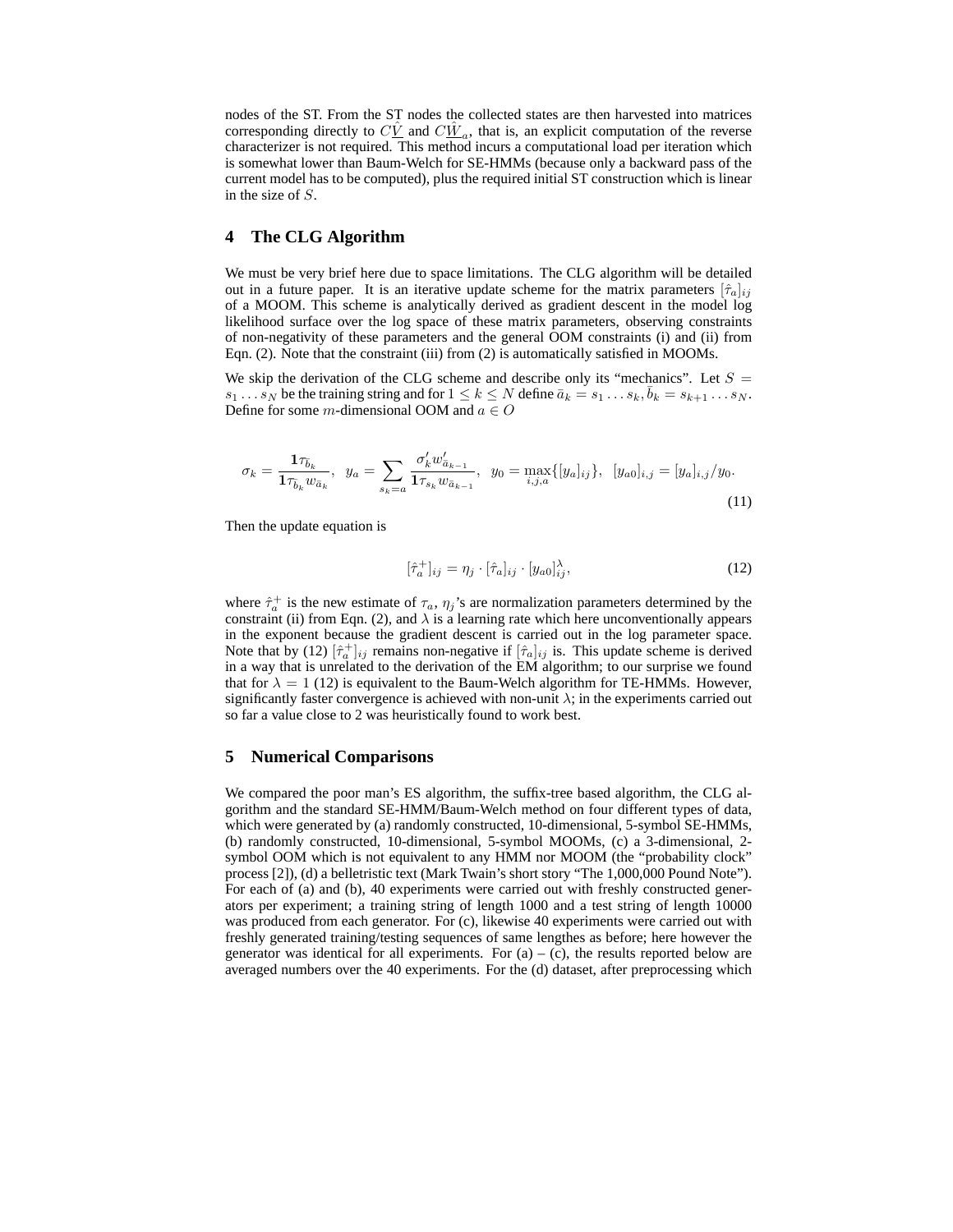nodes of the ST. From the ST nodes the collected states are then harvested into matrices corresponding directly to $C\hat{\underline{V}}$ and $C\hat{\underline{W}}_a$, that is, an explicit computation of the reverse characterizer is not required. This method incurs a computational load per iteration which is somewhat lower than Baum-Welch for SE-HMMs (because only a backward pass of the current model has to be computed), plus the required initial ST construction which is linear in the size of $S$.

## 4 The CLG Algorithm

We must be very brief here due to space limitations. The CLG algorithm will be detailed out in a future paper. It is an iterative update scheme for the matrix parameters $[\hat{\tau}_a]_{ij}$ of a MOOM. This scheme is analytically derived as gradient descent in the model log likelihood surface over the log space of these matrix parameters, observing constraints of non-negativity of these parameters and the general OOM constraints (i) and (ii) from Eqn. (2). Note that the constraint (iii) from (2) is automatically satisfied in MOOMs.

We skip the derivation of the CLG scheme and describe only its "mechanics". Let $S = s_1 \ldots s_N$ be the training string and for $1 \leq k \leq N$ define $\bar{a}_k = s_1 \ldots s_k, \bar{b}_k = s_{k+1} \ldots s_N$. Define for some $m$-dimensional OOM and $a \in O$

$$\sigma_k = \frac{\mathbf{1}\tau_{\bar{b}_k}}{\mathbf{1}\tau_{\bar{b}_k} w_{\bar{a}_k}}, \;\; y_a = \sum_{s_k = a} \frac{\sigma_k' w_{\bar{a}_{k-1}}'}{\mathbf{1}\tau_{s_k} w_{\bar{a}_{k-1}}}, \;\; y_0 = \max_{i,j,a}\{[y_a]_{ij}\}, \;\; [y_{a0}]_{i,j} = [y_a]_{i,j}/y_0. \tag{11}$$

Then the update equation is

$$[\hat{\tau}_a^+]_{ij} = \eta_j \cdot [\hat{\tau}_a]_{ij} \cdot [y_{a0}]_{ij}^{\lambda}, \tag{12}$$

where $\hat{\tau}_a^+$ is the new estimate of $\tau_a$, $\eta_j$'s are normalization parameters determined by the constraint (ii) from Eqn. (2), and $\lambda$ is a learning rate which here unconventionally appears in the exponent because the gradient descent is carried out in the log parameter space. Note that by (12) $[\hat{\tau}_a^+]_{ij}$ remains non-negative if $[\hat{\tau}_a]_{ij}$ is. This update scheme is derived in a way that is unrelated to the derivation of the EM algorithm; to our surprise we found that for $\lambda = 1$ (12) is equivalent to the Baum-Welch algorithm for TE-HMMs. However, significantly faster convergence is achieved with non-unit $\lambda$; in the experiments carried out so far a value close to 2 was heuristically found to work best.

## 5 Numerical Comparisons

We compared the poor man's ES algorithm, the suffix-tree based algorithm, the CLG algorithm and the standard SE-HMM/Baum-Welch method on four different types of data, which were generated by (a) randomly constructed, 10-dimensional, 5-symbol SE-HMMs, (b) randomly constructed, 10-dimensional, 5-symbol MOOMs, (c) a 3-dimensional, 2-symbol OOM which is not equivalent to any HMM nor MOOM (the "probability clock" process [2]), (d) a belletristic text (Mark Twain's short story "The 1,000,000 Pound Note"). For each of (a) and (b), 40 experiments were carried out with freshly constructed generators per experiment; a training string of length 1000 and a test string of length 10000 was produced from each generator. For (c), likewise 40 experiments were carried out with freshly generated training/testing sequences of same lengthes as before; here however the generator was identical for all experiments. For (a) – (c), the results reported below are averaged numbers over the 40 experiments. For the (d) dataset, after preprocessing which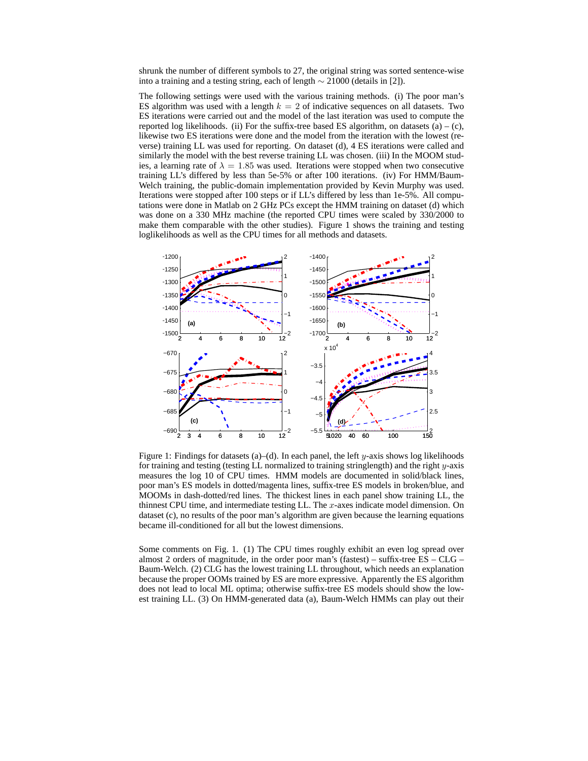shrunk the number of different symbols to 27, the original string was sorted sentence-wise into a training and a testing string, each of length $\sim 21000$ (details in [2]).

The following settings were used with the various training methods. (i) The poor man's ES algorithm was used with a length $k = 2$ of indicative sequences on all datasets. Two ES iterations were carried out and the model of the last iteration was used to compute the reported log likelihoods. (ii) For the suffix-tree based ES algorithm, on datasets (a) – (c), likewise two ES iterations were done and the model from the iteration with the lowest (reverse) training LL was used for reporting. On dataset (d), 4 ES iterations were called and similarly the model with the best reverse training LL was chosen. (iii) In the MOOM studies, a learning rate of $\lambda = 1.85$ was used. Iterations were stopped when two consecutive training LL's differed by less than 5e-5% or after 100 iterations. (iv) For HMM/Baum-Welch training, the public-domain implementation provided by Kevin Murphy was used. Iterations were stopped after 100 steps or if LL's differed by less than 1e-5%. All computations were done in Matlab on 2 GHz PCs except the HMM training on dataset (d) which was done on a 330 MHz machine (the reported CPU times were scaled by 330/2000 to make them comparable with the other studies). Figure 1 shows the training and testing loglikelihoods as well as the CPU times for all methods and datasets.

(a)
-1200
-1250
-1300
-1350
-1400
-1450
-1500
2 4 6 8 10 12
2
1
0
−1
−2

(b)
-1400
-1450
-1500
-1550
-1600
-1650
-1700
2 4 6 8 10 12
2
1
0
−1
−2

(c)
−670
−675
−680
−685
−690
2 3 4 6 8 10 12
2
1
0
−1
−2

(d)
x 10^4
−3.5
−4
−4.5
−5
−5.5
5 10 20 40 60 100 150
4
3.5
3
2.5
2

Figure 1: Findings for datasets (a)–(d). In each panel, the left $y$-axis shows log likelihoods for training and testing (testing LL normalized to training stringlength) and the right $y$-axis measures the log 10 of CPU times. HMM models are documented in solid/black lines, poor man's ES models in dotted/magenta lines, suffix-tree ES models in broken/blue, and MOOMs in dash-dotted/red lines. The thickest lines in each panel show training LL, the thinnest CPU time, and intermediate testing LL. The $x$-axes indicate model dimension. On dataset (c), no results of the poor man's algorithm are given because the learning equations became ill-conditioned for all but the lowest dimensions.

Some comments on Fig. 1. (1) The CPU times roughly exhibit an even log spread over almost 2 orders of magnitude, in the order poor man's (fastest) – suffix-tree ES – CLG – Baum-Welch. (2) CLG has the lowest training LL throughout, which needs an explanation because the proper OOMs trained by ES are more expressive. Apparently the ES algorithm does not lead to local ML optima; otherwise suffix-tree ES models should show the lowest training LL. (3) On HMM-generated data (a), Baum-Welch HMMs can play out their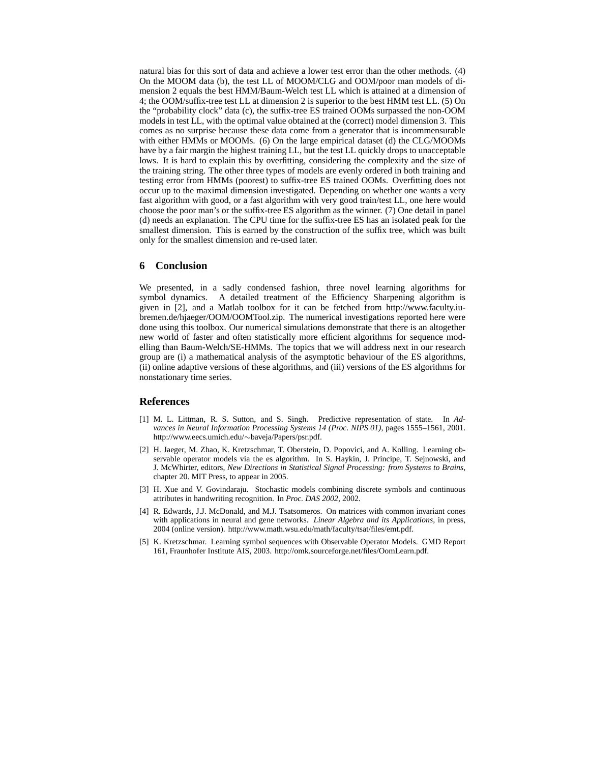natural bias for this sort of data and achieve a lower test error than the other methods. (4) On the MOOM data (b), the test LL of MOOM/CLG and OOM/poor man models of dimension 2 equals the best HMM/Baum-Welch test LL which is attained at a dimension of 4; the OOM/suffix-tree test LL at dimension 2 is superior to the best HMM test LL. (5) On the "probability clock" data (c), the suffix-tree ES trained OOMs surpassed the non-OOM models in test LL, with the optimal value obtained at the (correct) model dimension 3. This comes as no surprise because these data come from a generator that is incommensurable with either HMMs or MOOMs. (6) On the large empirical dataset (d) the CLG/MOOMs have by a fair margin the highest training LL, but the test LL quickly drops to unacceptable lows. It is hard to explain this by overfitting, considering the complexity and the size of the training string. The other three types of models are evenly ordered in both training and testing error from HMMs (poorest) to suffix-tree ES trained OOMs. Overfitting does not occur up to the maximal dimension investigated. Depending on whether one wants a very fast algorithm with good, or a fast algorithm with very good train/test LL, one here would choose the poor man's or the suffix-tree ES algorithm as the winner. (7) One detail in panel (d) needs an explanation. The CPU time for the suffix-tree ES has an isolated peak for the smallest dimension. This is earned by the construction of the suffix tree, which was built only for the smallest dimension and re-used later.

## 6 Conclusion

We presented, in a sadly condensed fashion, three novel learning algorithms for symbol dynamics. A detailed treatment of the Efficiency Sharpening algorithm is given in [2], and a Matlab toolbox for it can be fetched from http://www.faculty.iu-bremen.de/hjaeger/OOM/OOMTool.zip. The numerical investigations reported here were done using this toolbox. Our numerical simulations demonstrate that there is an altogether new world of faster and often statistically more efficient algorithms for sequence modelling than Baum-Welch/SE-HMMs. The topics that we will address next in our research group are (i) a mathematical analysis of the asymptotic behaviour of the ES algorithms, (ii) online adaptive versions of these algorithms, and (iii) versions of the ES algorithms for nonstationary time series.

## References

[1] M. L. Littman, R. S. Sutton, and S. Singh. Predictive representation of state. In *Advances in Neural Information Processing Systems 14 (Proc. NIPS 01)*, pages 1555–1561, 2001. http://www.eecs.umich.edu/∼baveja/Papers/psr.pdf.

[2] H. Jaeger, M. Zhao, K. Kretzschmar, T. Oberstein, D. Popovici, and A. Kolling. Learning observable operator models via the es algorithm. In S. Haykin, J. Principe, T. Sejnowski, and J. McWhirter, editors, *New Directions in Statistical Signal Processing: from Systems to Brains*, chapter 20. MIT Press, to appear in 2005.

[3] H. Xue and V. Govindaraju. Stochastic models combining discrete symbols and continuous attributes in handwriting recognition. In *Proc. DAS 2002*, 2002.

[4] R. Edwards, J.J. McDonald, and M.J. Tsatsomeros. On matrices with common invariant cones with applications in neural and gene networks. *Linear Algebra and its Applications*, in press, 2004 (online version). http://www.math.wsu.edu/math/faculty/tsat/files/emt.pdf.

[5] K. Kretzschmar. Learning symbol sequences with Observable Operator Models. GMD Report 161, Fraunhofer Institute AIS, 2003. http://omk.sourceforge.net/files/OomLearn.pdf.